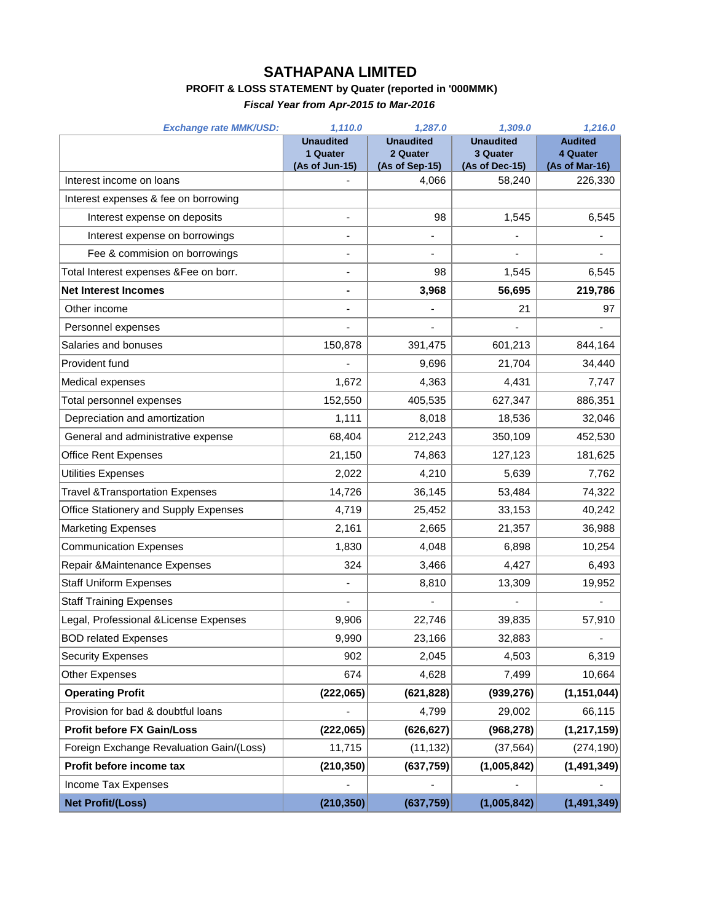# SATHAPANA LIMITED

### PROFIT & LOSS STATEMENT by Quater (reported in '000MMK)

***Fiscal Year from Apr-2015 to Mar-2016***

| *Exchange rate MMK/USD:* | *1,110.0* | *1,287.0* | *1,309.0* | *1,216.0* |
|---|---|---|---|---|
| | **Unaudited 1 Quater (As of Jun-15)** | **Unaudited 2 Quater (As of Sep-15)** | **Unaudited 3 Quater (As of Dec-15)** | **Audited 4 Quater (As of Mar-16)** |
| Interest income on loans | - | 4,066 | 58,240 | 226,330 |
| Interest expenses & fee on borrowing | | | | |
| Interest expense on deposits | - | 98 | 1,545 | 6,545 |
| Interest expense on borrowings | - | - | - | - |
| Fee & commision on borrowings | - | - | - | - |
| Total Interest expenses &Fee on borr. | - | 98 | 1,545 | 6,545 |
| **Net Interest Incomes** | **-** | **3,968** | **56,695** | **219,786** |
| Other income | - | - | 21 | 97 |
| Personnel expenses | - | - | - | - |
| Salaries and bonuses | 150,878 | 391,475 | 601,213 | 844,164 |
| Provident fund | - | 9,696 | 21,704 | 34,440 |
| Medical expenses | 1,672 | 4,363 | 4,431 | 7,747 |
| Total personnel expenses | 152,550 | 405,535 | 627,347 | 886,351 |
| Depreciation and amortization | 1,111 | 8,018 | 18,536 | 32,046 |
| General and administrative expense | 68,404 | 212,243 | 350,109 | 452,530 |
| Office Rent Expenses | 21,150 | 74,863 | 127,123 | 181,625 |
| Utilities Expenses | 2,022 | 4,210 | 5,639 | 7,762 |
| Travel &Transportation Expenses | 14,726 | 36,145 | 53,484 | 74,322 |
| Office Stationery and Supply Expenses | 4,719 | 25,452 | 33,153 | 40,242 |
| Marketing Expenses | 2,161 | 2,665 | 21,357 | 36,988 |
| Communication Expenses | 1,830 | 4,048 | 6,898 | 10,254 |
| Repair &Maintenance Expenses | 324 | 3,466 | 4,427 | 6,493 |
| Staff Uniform Expenses | - | 8,810 | 13,309 | 19,952 |
| Staff Training Expenses | - | - | - | - |
| Legal, Professional &License Expenses | 9,906 | 22,746 | 39,835 | 57,910 |
| BOD related Expenses | 9,990 | 23,166 | 32,883 | - |
| Security Expenses | 902 | 2,045 | 4,503 | 6,319 |
| Other Expenses | 674 | 4,628 | 7,499 | 10,664 |
| **Operating Profit** | **(222,065)** | **(621,828)** | **(939,276)** | **(1,151,044)** |
| Provision for bad & doubtful loans | - | 4,799 | 29,002 | 66,115 |
| **Profit before FX Gain/Loss** | **(222,065)** | **(626,627)** | **(968,278)** | **(1,217,159)** |
| Foreign Exchange Revaluation Gain/(Loss) | 11,715 | (11,132) | (37,564) | (274,190) |
| **Profit before income tax** | **(210,350)** | **(637,759)** | **(1,005,842)** | **(1,491,349)** |
| Income Tax Expenses | - | - | - | - |
| **Net Profit/(Loss)** | **(210,350)** | **(637,759)** | **(1,005,842)** | **(1,491,349)** |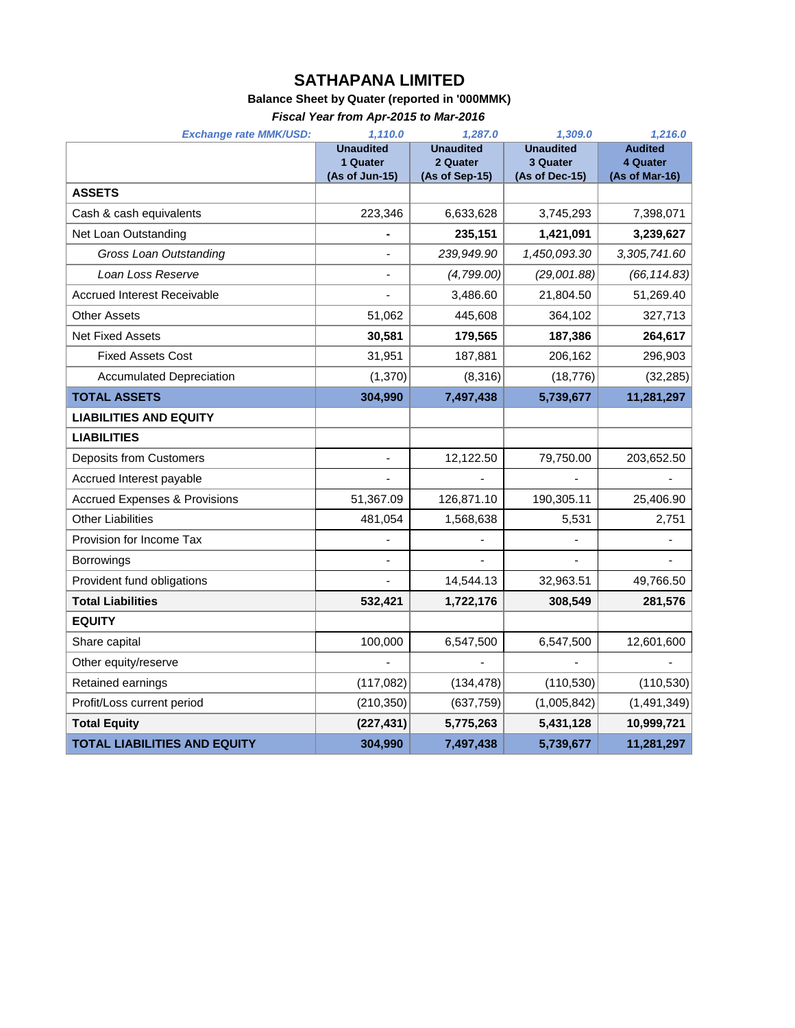# SATHAPANA LIMITED

**Balance Sheet by Quater (reported in '000MMK)**

***Fiscal Year from Apr-2015 to Mar-2016***

| *Exchange rate MMK/USD:* | *1,110.0* | *1,287.0* | *1,309.0* | *1,216.0* |
|---|---|---|---|---|
| | **Unaudited 1 Quater (As of Jun-15)** | **Unaudited 2 Quater (As of Sep-15)** | **Unaudited 3 Quater (As of Dec-15)** | **Audited 4 Quater (As of Mar-16)** |
| **ASSETS** | | | | |
| Cash & cash equivalents | 223,346 | 6,633,628 | 3,745,293 | 7,398,071 |
| Net Loan Outstanding | **-** | **235,151** | **1,421,091** | **3,239,627** |
| *Gross Loan Outstanding* | - | *239,949.90* | *1,450,093.30* | *3,305,741.60* |
| *Loan Loss Reserve* | - | *(4,799.00)* | *(29,001.88)* | *(66,114.83)* |
| Accrued Interest Receivable | - | 3,486.60 | 21,804.50 | 51,269.40 |
| Other Assets | 51,062 | 445,608 | 364,102 | 327,713 |
| Net Fixed Assets | **30,581** | **179,565** | **187,386** | **264,617** |
| Fixed Assets Cost | 31,951 | 187,881 | 206,162 | 296,903 |
| Accumulated Depreciation | (1,370) | (8,316) | (18,776) | (32,285) |
| **TOTAL ASSETS** | **304,990** | **7,497,438** | **5,739,677** | **11,281,297** |
| **LIABILITIES AND EQUITY** | | | | |
| **LIABILITIES** | | | | |
| Deposits from Customers | - | 12,122.50 | 79,750.00 | 203,652.50 |
| Accrued Interest payable | - | - | - | - |
| Accrued Expenses & Provisions | 51,367.09 | 126,871.10 | 190,305.11 | 25,406.90 |
| Other Liabilities | 481,054 | 1,568,638 | 5,531 | 2,751 |
| Provision for Income Tax | - | - | - | - |
| Borrowings | - | - | - | - |
| Provident fund obligations | - | 14,544.13 | 32,963.51 | 49,766.50 |
| **Total Liabilities** | **532,421** | **1,722,176** | **308,549** | **281,576** |
| **EQUITY** | | | | |
| Share capital | 100,000 | 6,547,500 | 6,547,500 | 12,601,600 |
| Other equity/reserve | - | - | - | - |
| Retained earnings | (117,082) | (134,478) | (110,530) | (110,530) |
| Profit/Loss current period | (210,350) | (637,759) | (1,005,842) | (1,491,349) |
| **Total Equity** | **(227,431)** | **5,775,263** | **5,431,128** | **10,999,721** |
| **TOTAL LIABILITIES AND EQUITY** | **304,990** | **7,497,438** | **5,739,677** | **11,281,297** |